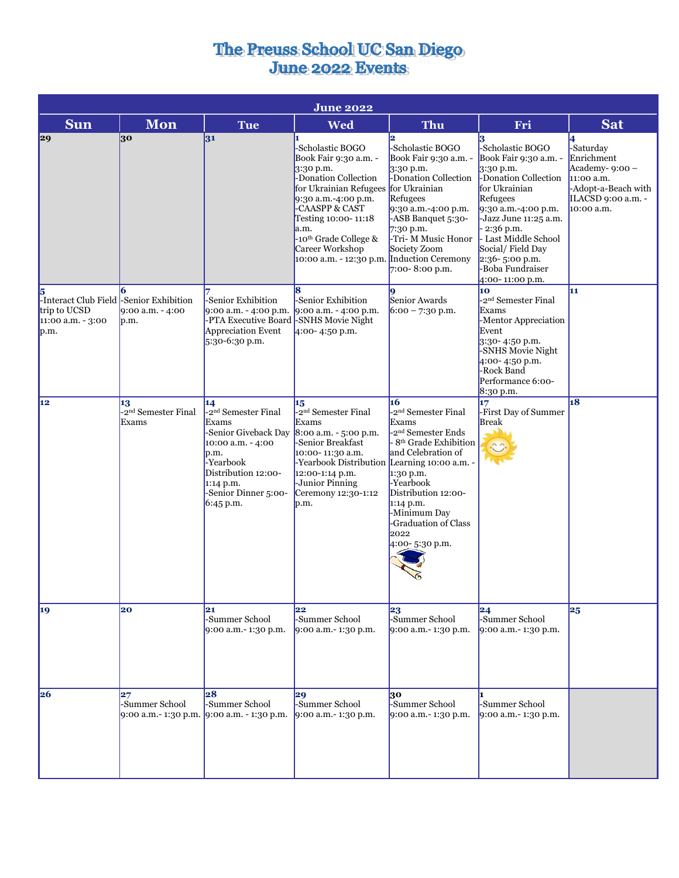# The Preuss School UC San Diego
# June 2022 Events

| June 2022 | | | | | | |
|---|---|---|---|---|---|---|
| **Sun** | **Mon** | **Tue** | **Wed** | **Thu** | **Fri** | **Sat** |
| 29 | 30 | 31 | 1<br>-Scholastic BOGO Book Fair 9:30 a.m. - 3:30 p.m.<br>-Donation Collection for Ukrainian Refugees 9:30 a.m.-4:00 p.m.<br>-CAASPP & CAST Testing 10:00- 11:18 a.m.<br>-10th Grade College & Career Workshop 10:00 a.m. - 12:30 p.m. | 2<br>-Scholastic BOGO Book Fair 9:30 a.m. - 3:30 p.m.<br>-Donation Collection for Ukrainian Refugees 9:30 a.m.-4:00 p.m.<br>-ASB Banquet 5:30-7:30 p.m.<br>-Tri- M Music Honor Society Zoom Induction Ceremony 7:00- 8:00 p.m. | 3<br>-Scholastic BOGO Book Fair 9:30 a.m. - 3:30 p.m.<br>-Donation Collection for Ukrainian Refugees 9:30 a.m.-4:00 p.m.<br>-Jazz June 11:25 a.m. - 2:36 p.m.<br>- Last Middle School Social/ Field Day 2:36- 5:00 p.m.<br>-Boba Fundraiser 4:00- 11:00 p.m. | 4<br>-Saturday Enrichment Academy- 9:00 – 11:00 a.m.<br>-Adopt-a-Beach with ILACSD 9:00 a.m. - 10:00 a.m. |
| 5<br>-Interact Club Field trip to UCSD 11:00 a.m. - 3:00 p.m. | 6<br>-Senior Exhibition 9:00 a.m. - 4:00 p.m. | 7<br>-Senior Exhibition 9:00 a.m. - 4:00 p.m.<br>-PTA Executive Board Appreciation Event 5:30-6:30 p.m. | 8<br>-Senior Exhibition 9:00 a.m. - 4:00 p.m.<br>-SNHS Movie Night 4:00- 4:50 p.m. | 9<br>Senior Awards 6:00 – 7:30 p.m. | 10<br>-2nd Semester Final Exams<br>-Mentor Appreciation Event 3:30- 4:50 p.m.<br>-SNHS Movie Night 4:00- 4:50 p.m.<br>-Rock Band Performance 6:00- 8:30 p.m. | 11 |
| 12 | 13<br>-2nd Semester Final Exams | 14<br>-2nd Semester Final Exams<br>-Senior Giveback Day 10:00 a.m. - 4:00 p.m.<br>-Yearbook Distribution 12:00- 1:14 p.m.<br>-Senior Dinner 5:00- 6:45 p.m. | 15<br>-2nd Semester Final Exams 8:00 a.m. - 5:00 p.m.<br>-Senior Breakfast 10:00- 11:30 a.m.<br>-Yearbook Distribution 12:00-1:14 p.m.<br>-Junior Pinning Ceremony 12:30-1:12 p.m. | 16<br>-2nd Semester Final Exams<br>-2nd Semester Ends<br>- 8th Grade Exhibition and Celebration of Learning 10:00 a.m. - 1:30 p.m.<br>-Yearbook Distribution 12:00- 1:14 p.m.<br>-Minimum Day<br>-Graduation of Class 2022 4:00- 5:30 p.m. | 17<br>-First Day of Summer Break | 18 |
| 19 | 20 | 21<br>-Summer School 9:00 a.m.- 1:30 p.m. | 22<br>-Summer School 9:00 a.m.- 1:30 p.m. | 23<br>-Summer School 9:00 a.m.- 1:30 p.m. | 24<br>-Summer School 9:00 a.m.- 1:30 p.m. | 25 |
| 26 | 27<br>-Summer School 9:00 a.m.- 1:30 p.m. | 28<br>-Summer School 9:00 a.m. - 1:30 p.m. | 29<br>-Summer School 9:00 a.m.- 1:30 p.m. | 30<br>-Summer School 9:00 a.m.- 1:30 p.m. | 1<br>-Summer School 9:00 a.m.- 1:30 p.m. | |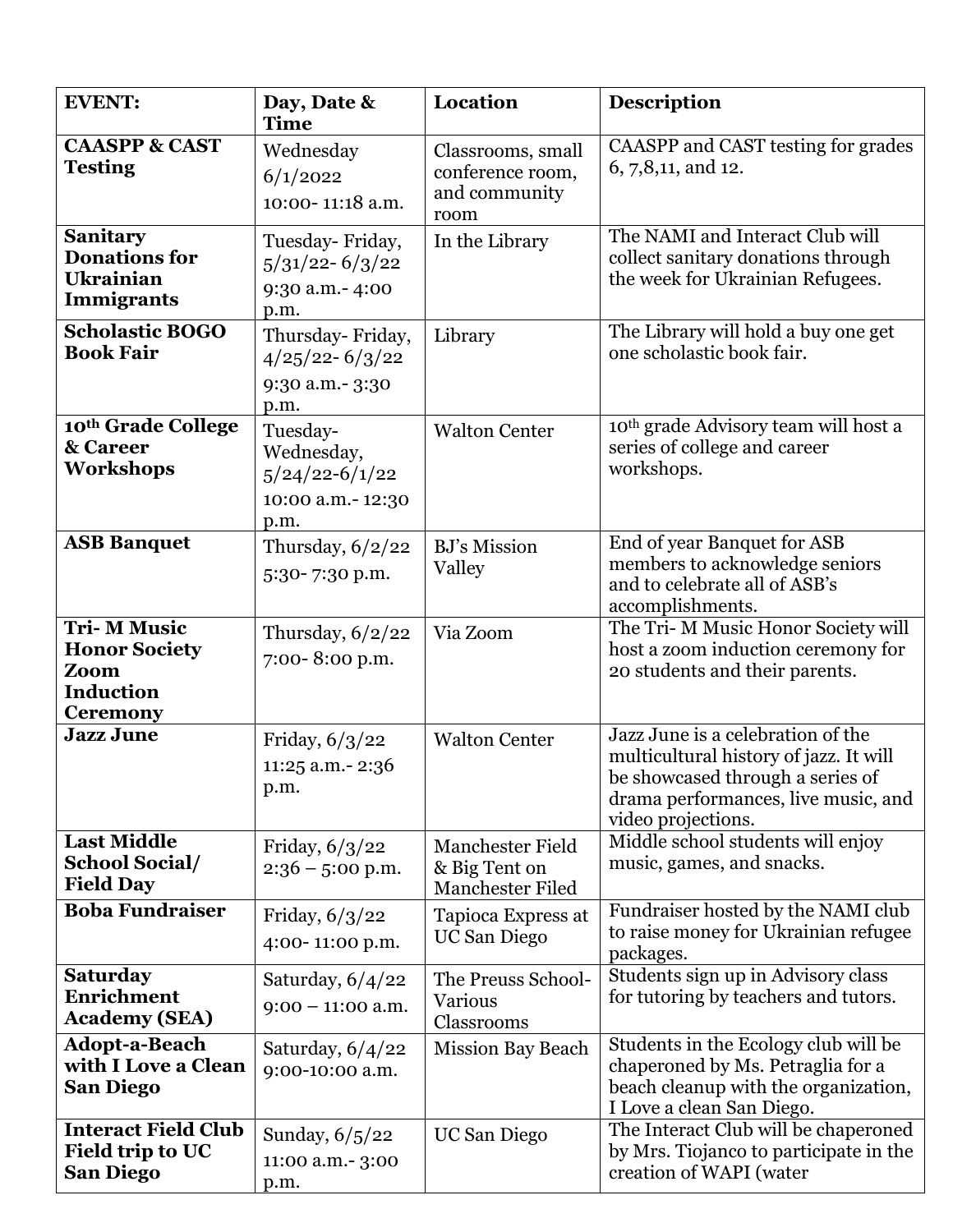| EVENT: | Day, Date & Time | Location | Description |
|---|---|---|---|
| **CAASPP & CAST Testing** | Wednesday 6/1/2022 10:00- 11:18 a.m. | Classrooms, small conference room, and community room | CAASPP and CAST testing for grades 6, 7,8,11, and 12. |
| **Sanitary Donations for Ukrainian Immigrants** | Tuesday- Friday, 5/31/22- 6/3/22 9:30 a.m.- 4:00 p.m. | In the Library | The NAMI and Interact Club will collect sanitary donations through the week for Ukrainian Refugees. |
| **Scholastic BOGO Book Fair** | Thursday- Friday, 4/25/22- 6/3/22 9:30 a.m.- 3:30 p.m. | Library | The Library will hold a buy one get one scholastic book fair. |
| **10th Grade College & Career Workshops** | Tuesday- Wednesday, 5/24/22-6/1/22 10:00 a.m.- 12:30 p.m. | Walton Center | 10th grade Advisory team will host a series of college and career workshops. |
| **ASB Banquet** | Thursday, 6/2/22 5:30- 7:30 p.m. | BJ's Mission Valley | End of year Banquet for ASB members to acknowledge seniors and to celebrate all of ASB's accomplishments. |
| **Tri- M Music Honor Society Zoom Induction Ceremony** | Thursday, 6/2/22 7:00- 8:00 p.m. | Via Zoom | The Tri- M Music Honor Society will host a zoom induction ceremony for 20 students and their parents. |
| **Jazz June** | Friday, 6/3/22 11:25 a.m.- 2:36 p.m. | Walton Center | Jazz June is a celebration of the multicultural history of jazz. It will be showcased through a series of drama performances, live music, and video projections. |
| **Last Middle School Social/ Field Day** | Friday, 6/3/22 2:36 – 5:00 p.m. | Manchester Field & Big Tent on Manchester Filed | Middle school students will enjoy music, games, and snacks. |
| **Boba Fundraiser** | Friday, 6/3/22 4:00- 11:00 p.m. | Tapioca Express at UC San Diego | Fundraiser hosted by the NAMI club to raise money for Ukrainian refugee packages. |
| **Saturday Enrichment Academy (SEA)** | Saturday, 6/4/22 9:00 – 11:00 a.m. | The Preuss School- Various Classrooms | Students sign up in Advisory class for tutoring by teachers and tutors. |
| **Adopt-a-Beach with I Love a Clean San Diego** | Saturday, 6/4/22 9:00-10:00 a.m. | Mission Bay Beach | Students in the Ecology club will be chaperoned by Ms. Petraglia for a beach cleanup with the organization, I Love a clean San Diego. |
| **Interact Field Club Field trip to UC San Diego** | Sunday, 6/5/22 11:00 a.m.- 3:00 p.m. | UC San Diego | The Interact Club will be chaperoned by Mrs. Tiojanco to participate in the creation of WAPI (water |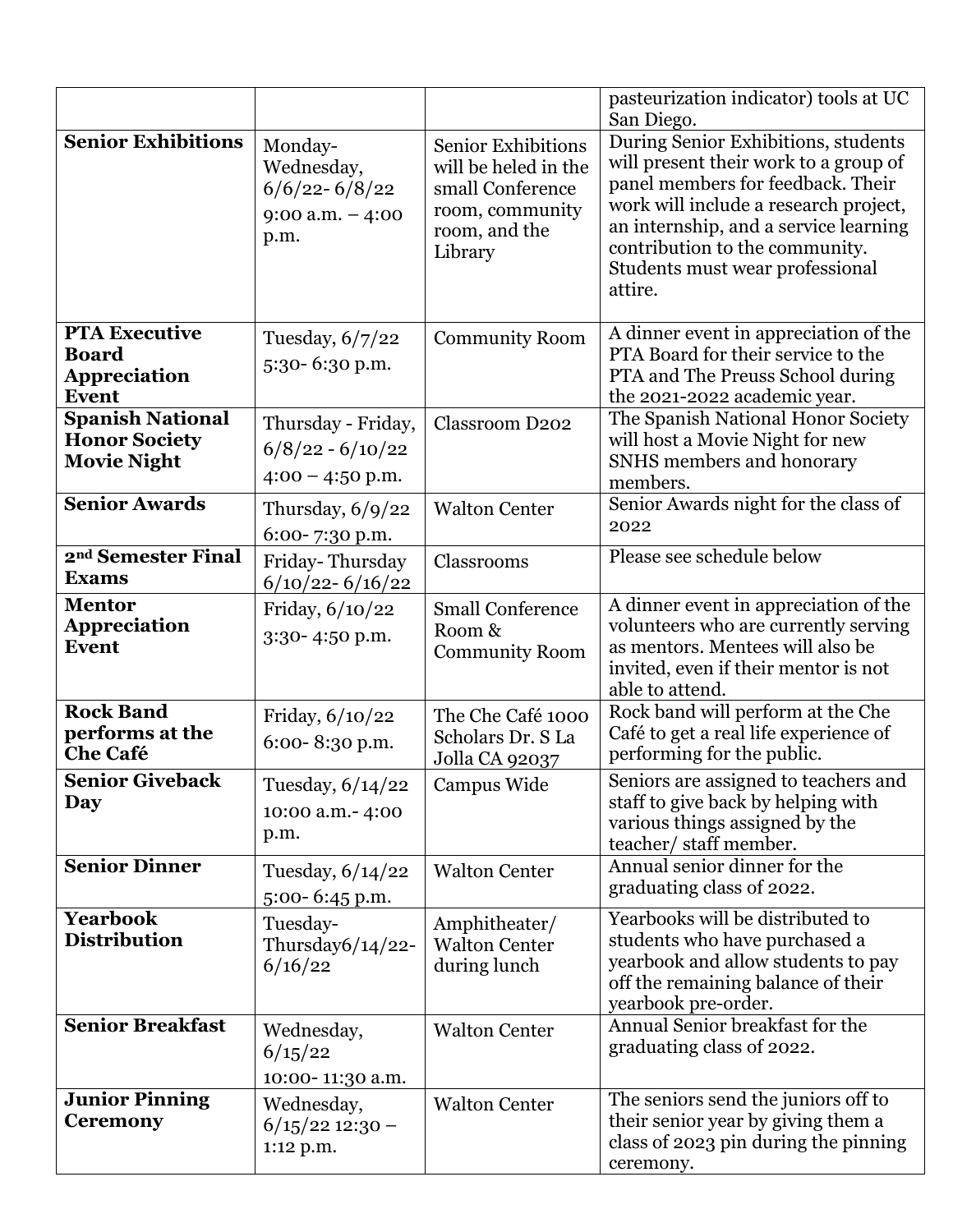| | | | |
|---|---|---|---|
| | | | pasteurization indicator) tools at UC San Diego. |
| **Senior Exhibitions** | Monday-Wednesday, 6/6/22- 6/8/22 9:00 a.m. – 4:00 p.m. | Senior Exhibitions will be heled in the small Conference room, community room, and the Library | During Senior Exhibitions, students will present their work to a group of panel members for feedback. Their work will include a research project, an internship, and a service learning contribution to the community. Students must wear professional attire. |
| **PTA Executive Board Appreciation Event** | Tuesday, 6/7/22 5:30- 6:30 p.m. | Community Room | A dinner event in appreciation of the PTA Board for their service to the PTA and The Preuss School during the 2021-2022 academic year. |
| **Spanish National Honor Society Movie Night** | Thursday - Friday, 6/8/22 - 6/10/22 4:00 – 4:50 p.m. | Classroom D202 | The Spanish National Honor Society will host a Movie Night for new SNHS members and honorary members. |
| **Senior Awards** | Thursday, 6/9/22 6:00- 7:30 p.m. | Walton Center | Senior Awards night for the class of 2022 |
| **2nd Semester Final Exams** | Friday- Thursday 6/10/22- 6/16/22 | Classrooms | Please see schedule below |
| **Mentor Appreciation Event** | Friday, 6/10/22 3:30- 4:50 p.m. | Small Conference Room & Community Room | A dinner event in appreciation of the volunteers who are currently serving as mentors. Mentees will also be invited, even if their mentor is not able to attend. |
| **Rock Band performs at the Che Café** | Friday, 6/10/22 6:00- 8:30 p.m. | The Che Café 1000 Scholars Dr. S La Jolla CA 92037 | Rock band will perform at the Che Café to get a real life experience of performing for the public. |
| **Senior Giveback Day** | Tuesday, 6/14/22 10:00 a.m.- 4:00 p.m. | Campus Wide | Seniors are assigned to teachers and staff to give back by helping with various things assigned by the teacher/ staff member. |
| **Senior Dinner** | Tuesday, 6/14/22 5:00- 6:45 p.m. | Walton Center | Annual senior dinner for the graduating class of 2022. |
| **Yearbook Distribution** | Tuesday-Thursday6/14/22-6/16/22 | Amphitheater/ Walton Center during lunch | Yearbooks will be distributed to students who have purchased a yearbook and allow students to pay off the remaining balance of their yearbook pre-order. |
| **Senior Breakfast** | Wednesday, 6/15/22 10:00- 11:30 a.m. | Walton Center | Annual Senior breakfast for the graduating class of 2022. |
| **Junior Pinning Ceremony** | Wednesday, 6/15/22 12:30 – 1:12 p.m. | Walton Center | The seniors send the juniors off to their senior year by giving them a class of 2023 pin during the pinning ceremony. |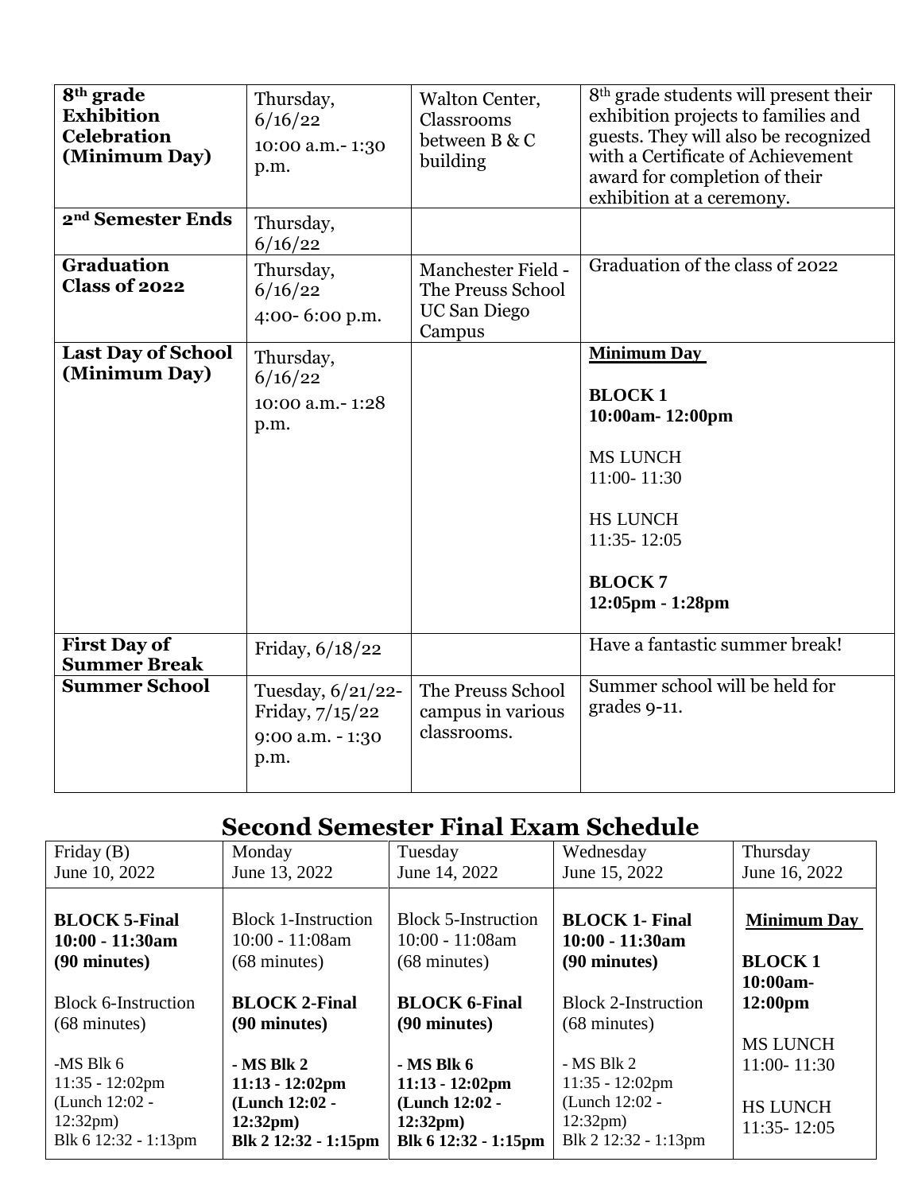| 8th grade Exhibition Celebration (Minimum Day) | Thursday, 6/16/22<br>10:00 a.m.- 1:30 p.m. | Walton Center, Classrooms between B & C building | 8th grade students will present their exhibition projects to families and guests. They will also be recognized with a Certificate of Achievement award for completion of their exhibition at a ceremony. |
|---|---|---|---|
| **2nd Semester Ends** | Thursday, 6/16/22 | | |
| **Graduation Class of 2022** | Thursday, 6/16/22<br>4:00- 6:00 p.m. | Manchester Field - The Preuss School UC San Diego Campus | Graduation of the class of 2022 |
| **Last Day of School (Minimum Day)** | Thursday, 6/16/22<br>10:00 a.m.- 1:28 p.m. | | **Minimum Day**<br><br>**BLOCK 1**<br>**10:00am- 12:00pm**<br><br>MS LUNCH<br>11:00- 11:30<br><br>HS LUNCH<br>11:35- 12:05<br><br>**BLOCK 7**<br>**12:05pm - 1:28pm** |
| **First Day of Summer Break** | Friday, 6/18/22 | | Have a fantastic summer break! |
| **Summer School** | Tuesday, 6/21/22- Friday, 7/15/22<br>9:00 a.m. - 1:30 p.m. | The Preuss School campus in various classrooms. | Summer school will be held for grades 9-11. |

## Second Semester Final Exam Schedule

| Friday (B)<br>June 10, 2022 | Monday<br>June 13, 2022 | Tuesday<br>June 14, 2022 | Wednesday<br>June 15, 2022 | Thursday<br>June 16, 2022 |
|---|---|---|---|---|
| **BLOCK 5-Final**<br>**10:00 - 11:30am**<br>**(90 minutes)**<br><br>Block 6-Instruction<br>(68 minutes)<br><br>-MS Blk 6<br>11:35 - 12:02pm<br>(Lunch 12:02 - 12:32pm)<br>Blk 6 12:32 - 1:13pm | Block 1-Instruction<br>10:00 - 11:08am<br>(68 minutes)<br><br>**BLOCK 2-Final**<br>**(90 minutes)**<br><br>**- MS Blk 2**<br>**11:13 - 12:02pm**<br>**(Lunch 12:02 - 12:32pm)**<br>**Blk 2 12:32 - 1:15pm** | Block 5-Instruction<br>10:00 - 11:08am<br>(68 minutes)<br><br>**BLOCK 6-Final**<br>**(90 minutes)**<br><br>**- MS Blk 6**<br>**11:13 - 12:02pm**<br>**(Lunch 12:02 - 12:32pm)**<br>**Blk 6 12:32 - 1:15pm** | **BLOCK 1- Final**<br>**10:00 - 11:30am**<br>**(90 minutes)**<br><br>Block 2-Instruction<br>(68 minutes)<br><br>- MS Blk 2<br>11:35 - 12:02pm<br>(Lunch 12:02 - 12:32pm)<br>Blk 2 12:32 - 1:13pm | **Minimum Day**<br><br>**BLOCK 1**<br>**10:00am- 12:00pm**<br><br>MS LUNCH<br>11:00- 11:30<br><br>HS LUNCH<br>11:35- 12:05 |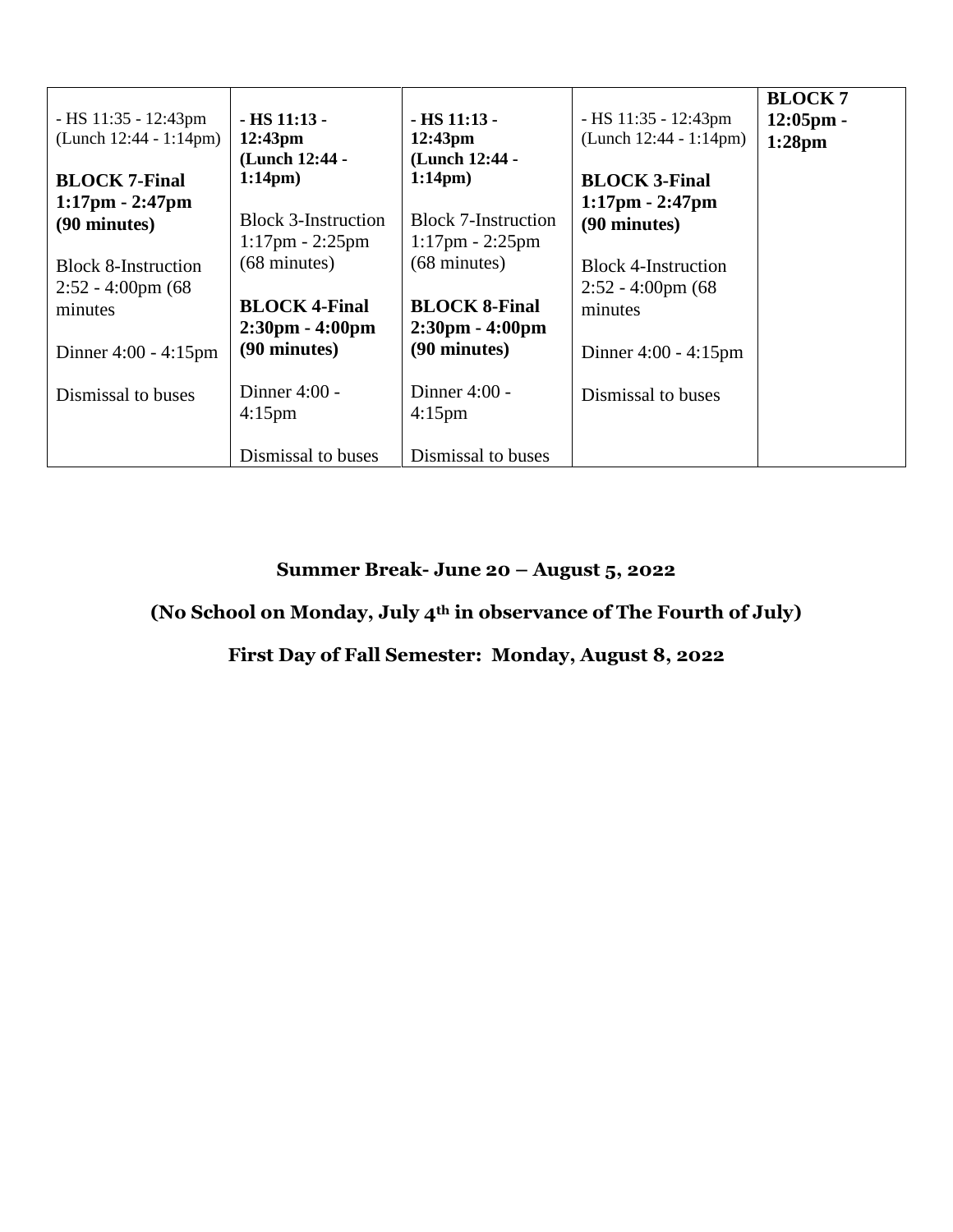| | | | | |
|---|---|---|---|---|
| - HS 11:35 - 12:43pm (Lunch 12:44 - 1:14pm)<br><br>**BLOCK 7-Final 1:17pm - 2:47pm (90 minutes)**<br><br>Block 8-Instruction 2:52 - 4:00pm (68 minutes<br><br>Dinner 4:00 - 4:15pm<br><br>Dismissal to buses | **- HS 11:13 - 12:43pm (Lunch 12:44 - 1:14pm)**<br><br>Block 3-Instruction 1:17pm - 2:25pm (68 minutes)<br><br>**BLOCK 4-Final 2:30pm - 4:00pm (90 minutes)**<br><br>Dinner 4:00 - 4:15pm<br><br>Dismissal to buses | **- HS 11:13 - 12:43pm (Lunch 12:44 - 1:14pm)**<br><br>Block 7-Instruction 1:17pm - 2:25pm (68 minutes)<br><br>**BLOCK 8-Final 2:30pm - 4:00pm (90 minutes)**<br><br>Dinner 4:00 - 4:15pm<br><br>Dismissal to buses | - HS 11:35 - 12:43pm (Lunch 12:44 - 1:14pm)<br><br>**BLOCK 3-Final 1:17pm - 2:47pm (90 minutes)**<br><br>Block 4-Instruction 2:52 - 4:00pm (68 minutes<br><br>Dinner 4:00 - 4:15pm<br><br>Dismissal to buses | **BLOCK 7 12:05pm - 1:28pm** |

**Summer Break- June 20 – August 5, 2022**

**(No School on Monday, July 4th in observance of The Fourth of July)**

**First Day of Fall Semester: Monday, August 8, 2022**